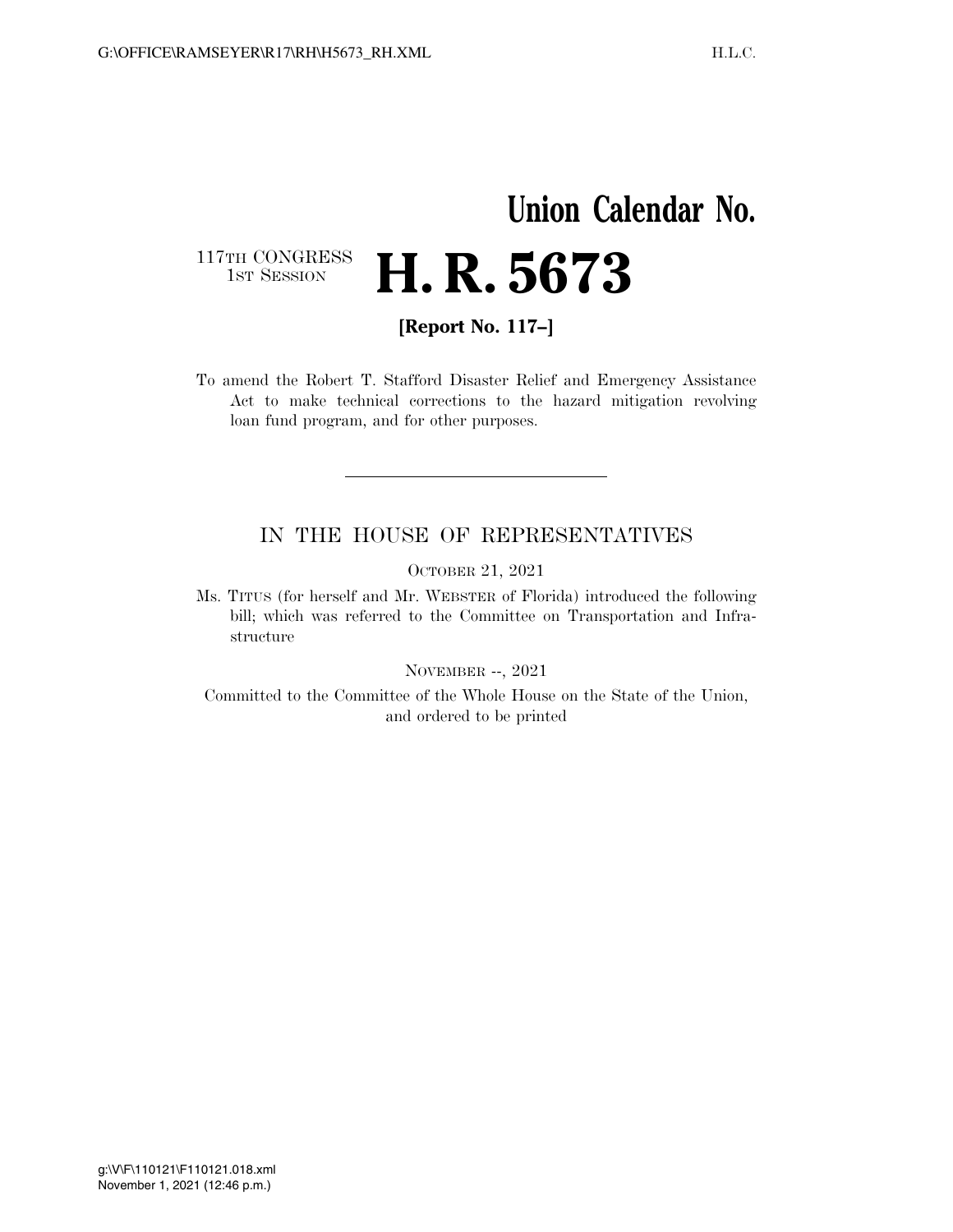# Union Calendar No.

117TH CONGRESS
1ST SESSION

# H. R. 5673

**[Report No. 117–]**

To amend the Robert T. Stafford Disaster Relief and Emergency Assistance Act to make technical corrections to the hazard mitigation revolving loan fund program, and for other purposes.

---

IN THE HOUSE OF REPRESENTATIVES

OCTOBER 21, 2021

Ms. TITUS (for herself and Mr. WEBSTER of Florida) introduced the following bill; which was referred to the Committee on Transportation and Infrastructure

NOVEMBER --, 2021

Committed to the Committee of the Whole House on the State of the Union, and ordered to be printed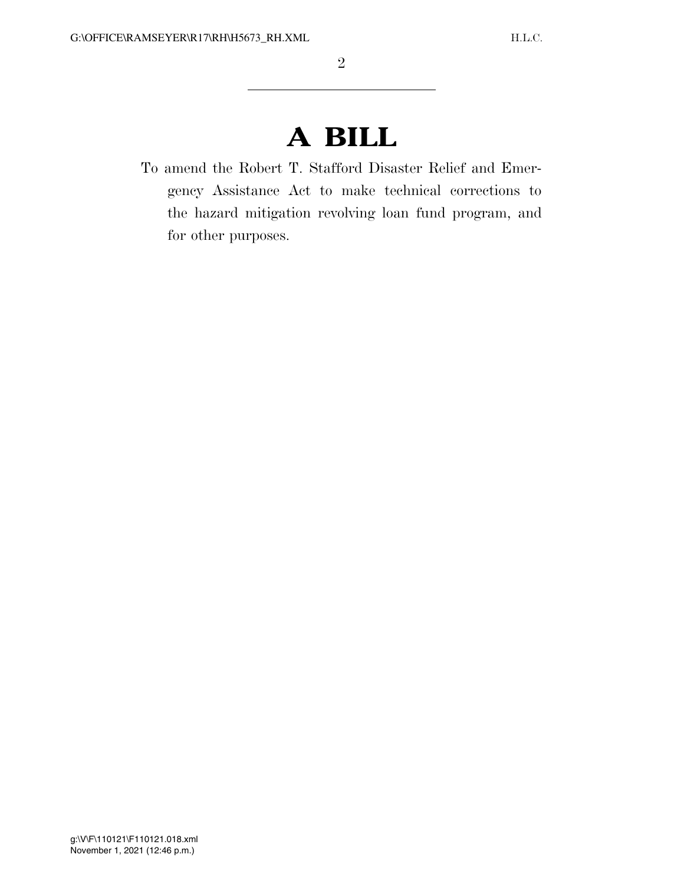# A BILL

To amend the Robert T. Stafford Disaster Relief and Emergency Assistance Act to make technical corrections to the hazard mitigation revolving loan fund program, and for other purposes.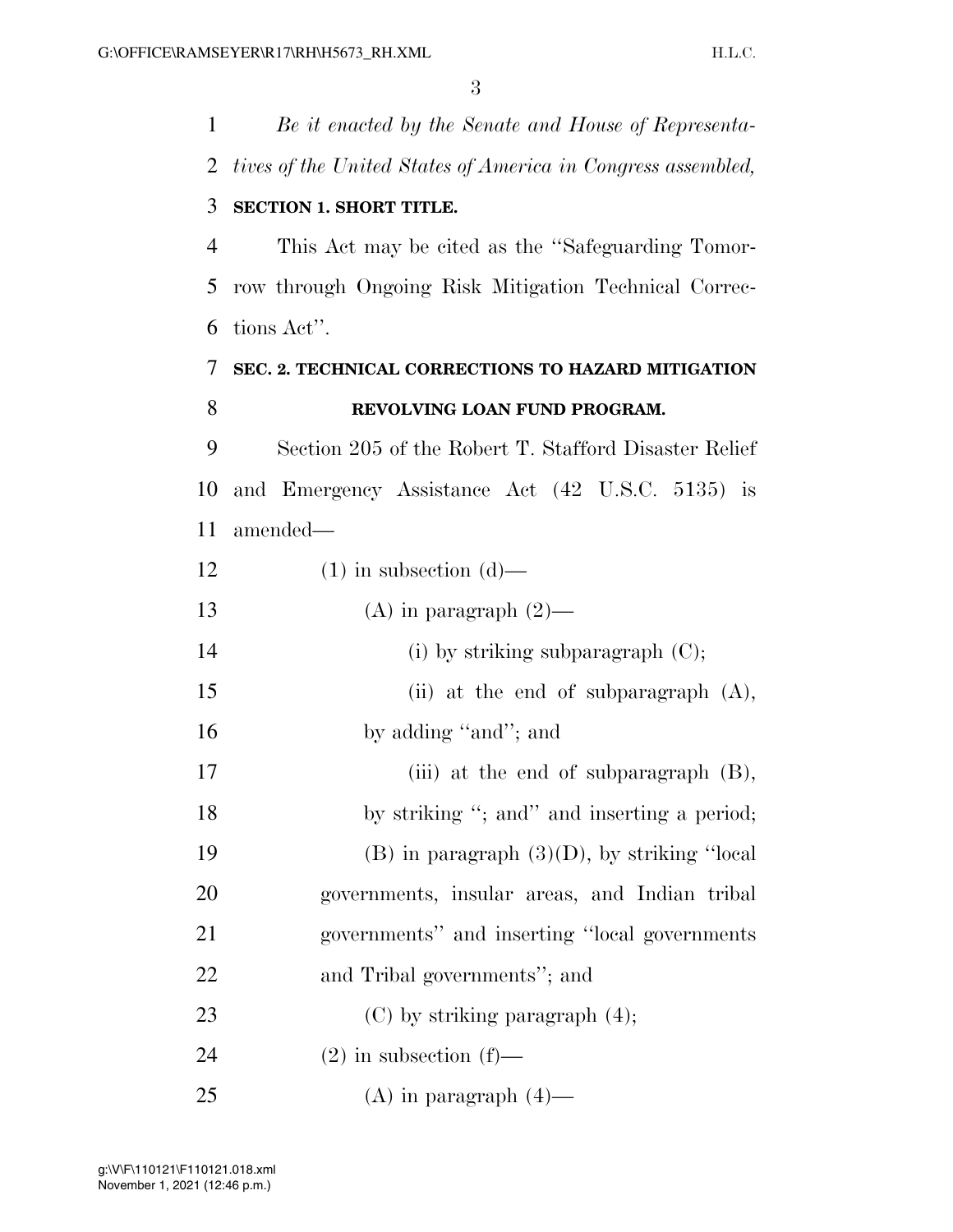*Be it enacted by the Senate and House of Representatives of the United States of America in Congress assembled,*

**SECTION 1. SHORT TITLE.**

This Act may be cited as the "Safeguarding Tomorrow through Ongoing Risk Mitigation Technical Corrections Act".

**SEC. 2. TECHNICAL CORRECTIONS TO HAZARD MITIGATION REVOLVING LOAN FUND PROGRAM.**

Section 205 of the Robert T. Stafford Disaster Relief and Emergency Assistance Act (42 U.S.C. 5135) is amended—

(1) in subsection (d)—

(A) in paragraph (2)—

(i) by striking subparagraph (C);

(ii) at the end of subparagraph (A), by adding "and"; and

(iii) at the end of subparagraph (B), by striking "; and" and inserting a period;

(B) in paragraph (3)(D), by striking "local governments, insular areas, and Indian tribal governments" and inserting "local governments and Tribal governments"; and

(C) by striking paragraph (4);

(2) in subsection (f)—

(A) in paragraph (4)—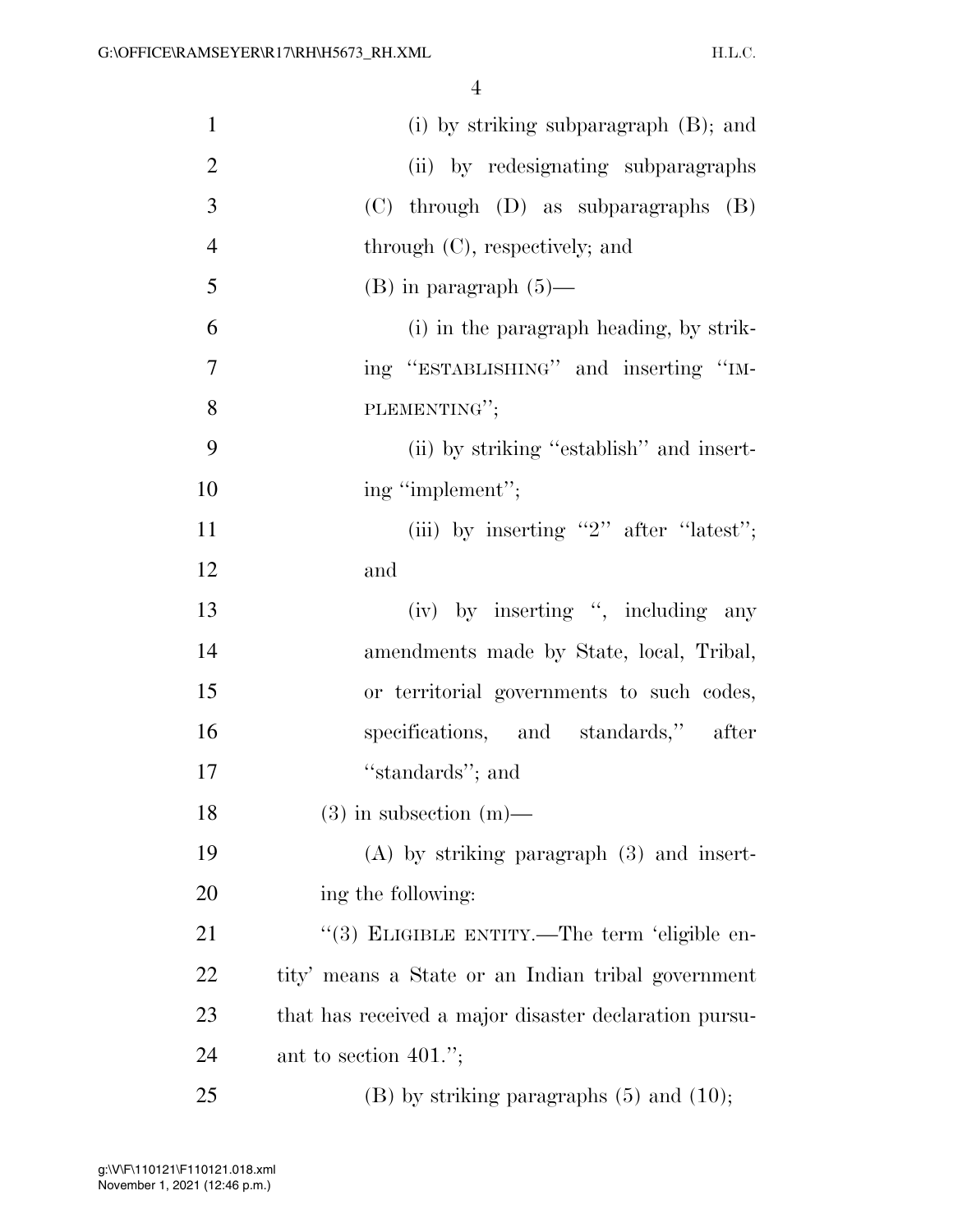(i) by striking subparagraph (B); and

(ii) by redesignating subparagraphs (C) through (D) as subparagraphs (B) through (C), respectively; and

(B) in paragraph (5)—

(i) in the paragraph heading, by striking "ESTABLISHING" and inserting "IMPLEMENTING";

(ii) by striking "establish" and inserting "implement";

(iii) by inserting "2" after "latest"; and

(iv) by inserting ", including any amendments made by State, local, Tribal, or territorial governments to such codes, specifications, and standards," after "standards"; and

(3) in subsection (m)—

(A) by striking paragraph (3) and inserting the following:

"(3) ELIGIBLE ENTITY.—The term 'eligible entity' means a State or an Indian tribal government that has received a major disaster declaration pursuant to section 401.";

(B) by striking paragraphs (5) and (10);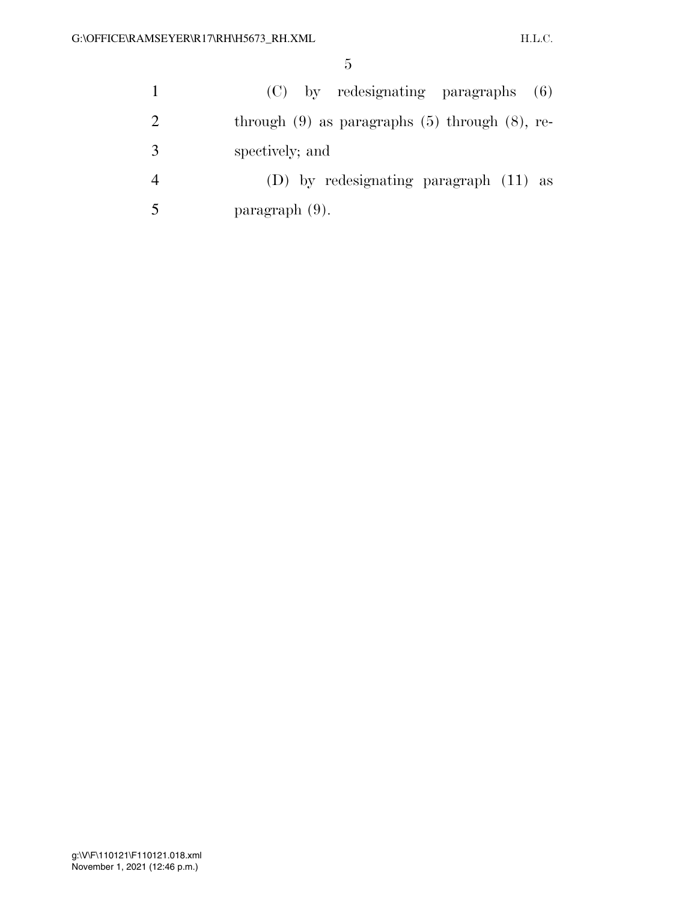(C) by redesignating paragraphs (6) through (9) as paragraphs (5) through (8), respectively; and

(D) by redesignating paragraph (11) as paragraph (9).